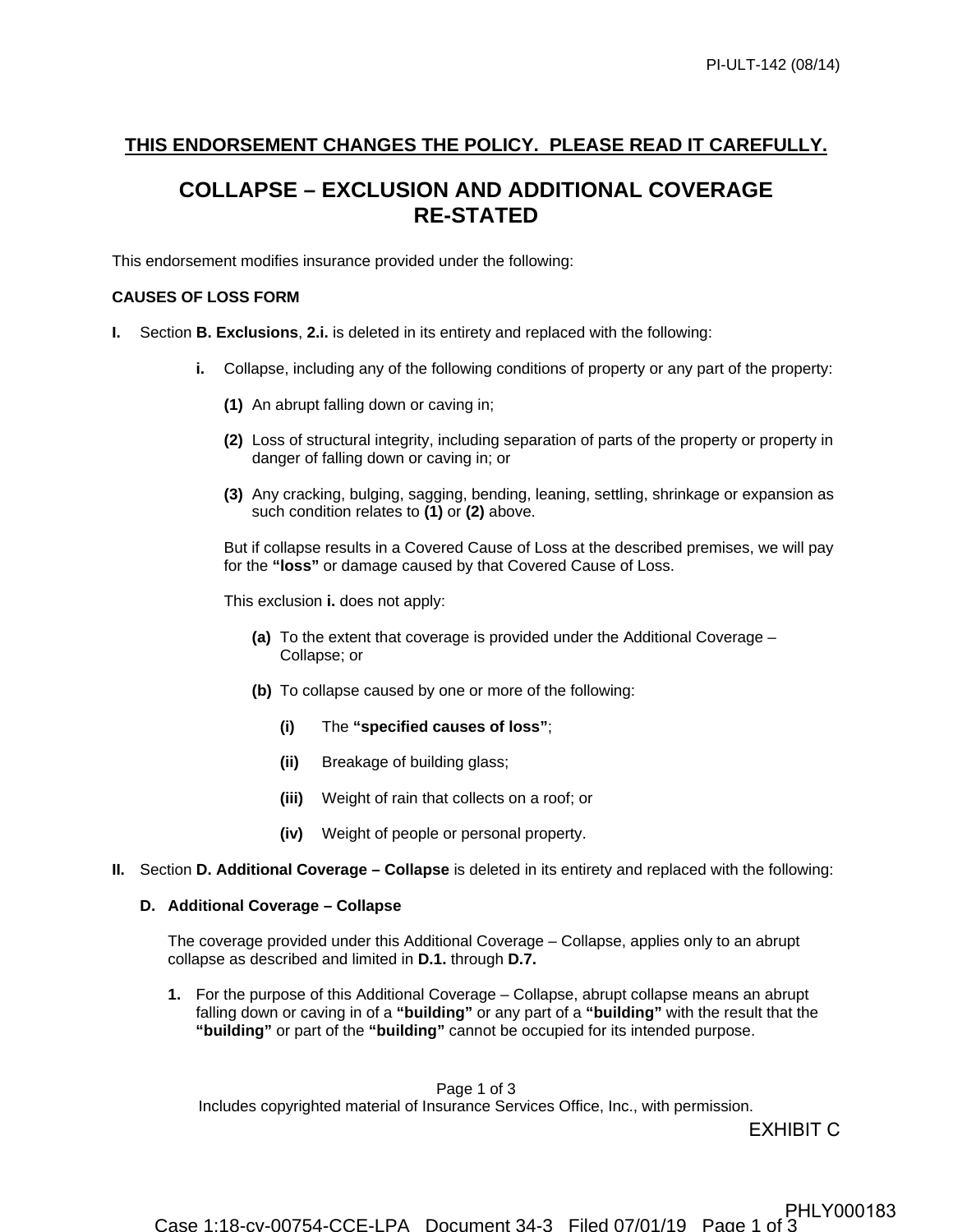PI-ULT-142 (08/14)

**THIS ENDORSEMENT CHANGES THE POLICY. PLEASE READ IT CAREFULLY.**

# COLLAPSE – EXCLUSION AND ADDITIONAL COVERAGE RE-STATED

This endorsement modifies insurance provided under the following:

**CAUSES OF LOSS FORM**

**I.** Section **B. Exclusions**, **2.i.** is deleted in its entirety and replaced with the following:

**i.** Collapse, including any of the following conditions of property or any part of the property:

**(1)** An abrupt falling down or caving in;

**(2)** Loss of structural integrity, including separation of parts of the property or property in danger of falling down or caving in; or

**(3)** Any cracking, bulging, sagging, bending, leaning, settling, shrinkage or expansion as such condition relates to **(1)** or **(2)** above.

But if collapse results in a Covered Cause of Loss at the described premises, we will pay for the **"loss"** or damage caused by that Covered Cause of Loss.

This exclusion **i.** does not apply:

**(a)** To the extent that coverage is provided under the Additional Coverage – Collapse; or

**(b)** To collapse caused by one or more of the following:

**(i)** The **"specified causes of loss"**;

**(ii)** Breakage of building glass;

**(iii)** Weight of rain that collects on a roof; or

**(iv)** Weight of people or personal property.

**II.** Section **D. Additional Coverage – Collapse** is deleted in its entirety and replaced with the following:

**D. Additional Coverage – Collapse**

The coverage provided under this Additional Coverage – Collapse, applies only to an abrupt collapse as described and limited in **D.1.** through **D.7.**

**1.** For the purpose of this Additional Coverage – Collapse, abrupt collapse means an abrupt falling down or caving in of a **"building"** or any part of a **"building"** with the result that the **"building"** or part of the **"building"** cannot be occupied for its intended purpose.

Includes copyrighted material of Insurance Services Office, Inc., with permission.

EXHIBIT C

PHLY000183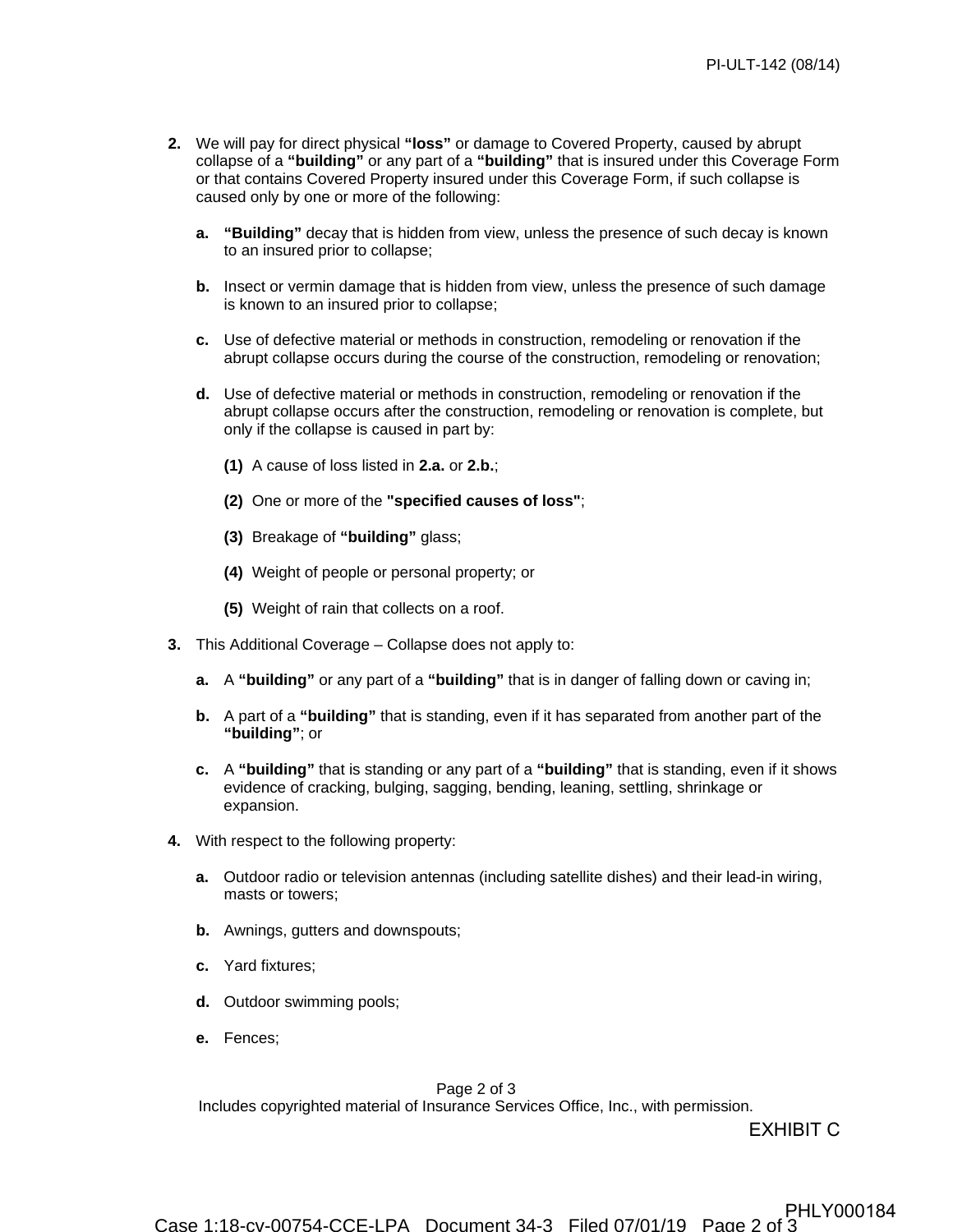2. We will pay for direct physical **"loss"** or damage to Covered Property, caused by abrupt collapse of a **"building"** or any part of a **"building"** that is insured under this Coverage Form or that contains Covered Property insured under this Coverage Form, if such collapse is caused only by one or more of the following:

   a. **"Building"** decay that is hidden from view, unless the presence of such decay is known to an insured prior to collapse;

   b. Insect or vermin damage that is hidden from view, unless the presence of such damage is known to an insured prior to collapse;

   c. Use of defective material or methods in construction, remodeling or renovation if the abrupt collapse occurs during the course of the construction, remodeling or renovation;

   d. Use of defective material or methods in construction, remodeling or renovation if the abrupt collapse occurs after the construction, remodeling or renovation is complete, but only if the collapse is caused in part by:

      (1) A cause of loss listed in **2.a.** or **2.b.**;

      (2) One or more of the **"specified causes of loss"**;

      (3) Breakage of **"building"** glass;

      (4) Weight of people or personal property; or

      (5) Weight of rain that collects on a roof.

3. This Additional Coverage – Collapse does not apply to:

   a. A **"building"** or any part of a **"building"** that is in danger of falling down or caving in;

   b. A part of a **"building"** that is standing, even if it has separated from another part of the **"building"**; or

   c. A **"building"** that is standing or any part of a **"building"** that is standing, even if it shows evidence of cracking, bulging, sagging, bending, leaning, settling, shrinkage or expansion.

4. With respect to the following property:

   a. Outdoor radio or television antennas (including satellite dishes) and their lead-in wiring, masts or towers;

   b. Awnings, gutters and downspouts;

   c. Yard fixtures;

   d. Outdoor swimming pools;

   e. Fences;

Includes copyrighted material of Insurance Services Office, Inc., with permission.

EXHIBIT C

PHLY000184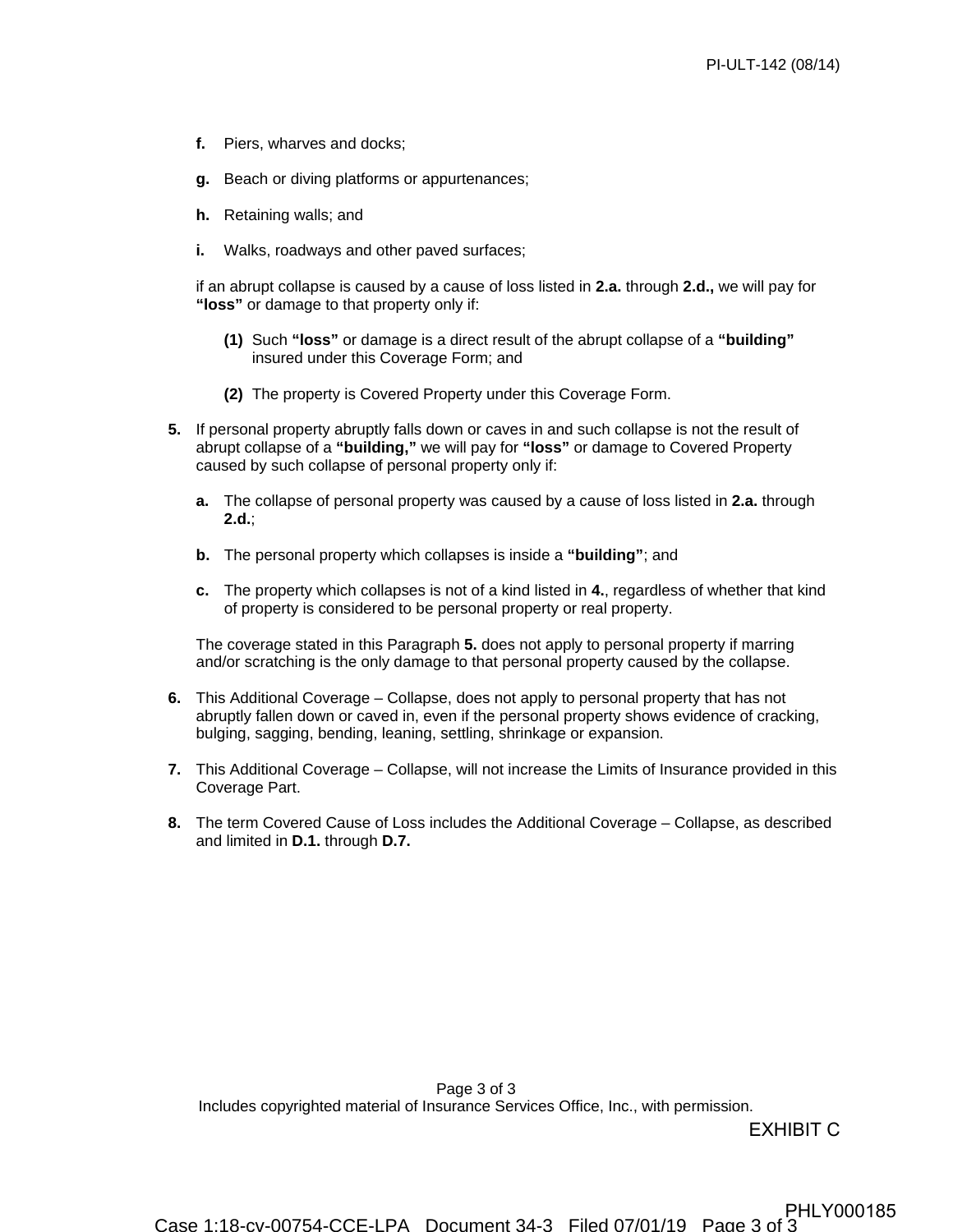**f.** Piers, wharves and docks;

**g.** Beach or diving platforms or appurtenances;

**h.** Retaining walls; and

**i.** Walks, roadways and other paved surfaces;

if an abrupt collapse is caused by a cause of loss listed in **2.a.** through **2.d.,** we will pay for **"loss"** or damage to that property only if:

**(1)** Such **"loss"** or damage is a direct result of the abrupt collapse of a **"building"** insured under this Coverage Form; and

**(2)** The property is Covered Property under this Coverage Form.

**5.** If personal property abruptly falls down or caves in and such collapse is not the result of abrupt collapse of a **"building,"** we will pay for **"loss"** or damage to Covered Property caused by such collapse of personal property only if:

**a.** The collapse of personal property was caused by a cause of loss listed in **2.a.** through **2.d.**;

**b.** The personal property which collapses is inside a **"building"**; and

**c.** The property which collapses is not of a kind listed in **4.**, regardless of whether that kind of property is considered to be personal property or real property.

The coverage stated in this Paragraph **5.** does not apply to personal property if marring and/or scratching is the only damage to that personal property caused by the collapse.

**6.** This Additional Coverage – Collapse, does not apply to personal property that has not abruptly fallen down or caved in, even if the personal property shows evidence of cracking, bulging, sagging, bending, leaning, settling, shrinkage or expansion.

**7.** This Additional Coverage – Collapse, will not increase the Limits of Insurance provided in this Coverage Part.

**8.** The term Covered Cause of Loss includes the Additional Coverage – Collapse, as described and limited in **D.1.** through **D.7.**

Includes copyrighted material of Insurance Services Office, Inc., with permission.

EXHIBIT C

PHLY000185